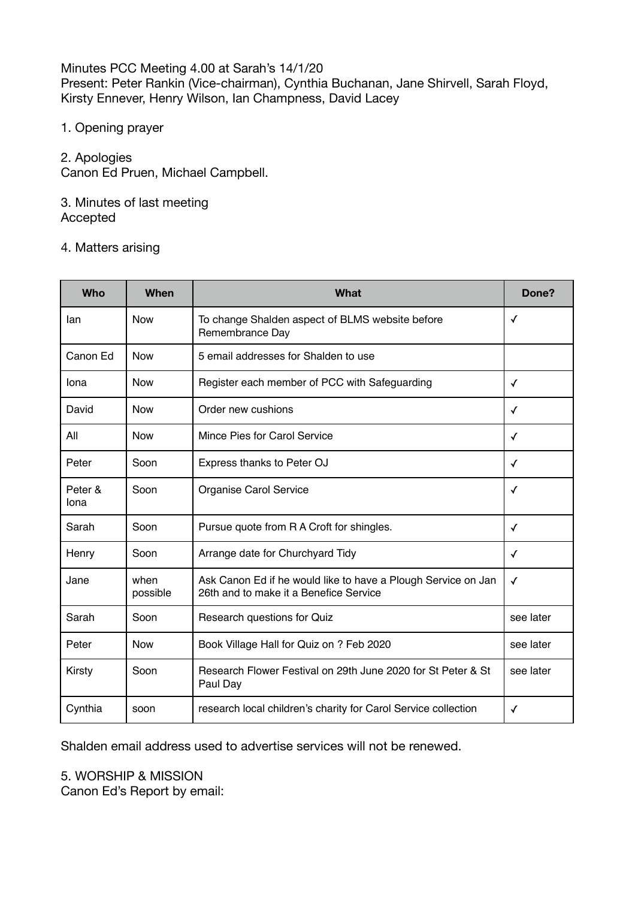Minutes PCC Meeting 4.00 at Sarah's 14/1/20
Present: Peter Rankin (Vice-chairman), Cynthia Buchanan, Jane Shirvell, Sarah Floyd, Kirsty Ennever, Henry Wilson, Ian Champness, David Lacey

1. Opening prayer

2. Apologies
Canon Ed Pruen, Michael Campbell.

3. Minutes of last meeting
Accepted

4. Matters arising

| Who | When | What | Done? |
|---|---|---|---|
| Ian | Now | To change Shalden aspect of BLMS website before Remembrance Day | ✓ |
| Canon Ed | Now | 5 email addresses for Shalden to use | |
| Iona | Now | Register each member of PCC with Safeguarding | ✓ |
| David | Now | Order new cushions | ✓ |
| All | Now | Mince Pies for Carol Service | ✓ |
| Peter | Soon | Express thanks to Peter OJ | ✓ |
| Peter & Iona | Soon | Organise Carol Service | ✓ |
| Sarah | Soon | Pursue quote from R A Croft for shingles. | ✓ |
| Henry | Soon | Arrange date for Churchyard Tidy | ✓ |
| Jane | when possible | Ask Canon Ed if he would like to have a Plough Service on Jan 26th and to make it a Benefice Service | ✓ |
| Sarah | Soon | Research questions for Quiz | see later |
| Peter | Now | Book Village Hall for Quiz on ? Feb 2020 | see later |
| Kirsty | Soon | Research Flower Festival on 29th June 2020 for St Peter & St Paul Day | see later |
| Cynthia | soon | research local children's charity for Carol Service collection | ✓ |

Shalden email address used to advertise services will not be renewed.

5. WORSHIP & MISSION
Canon Ed's Report by email: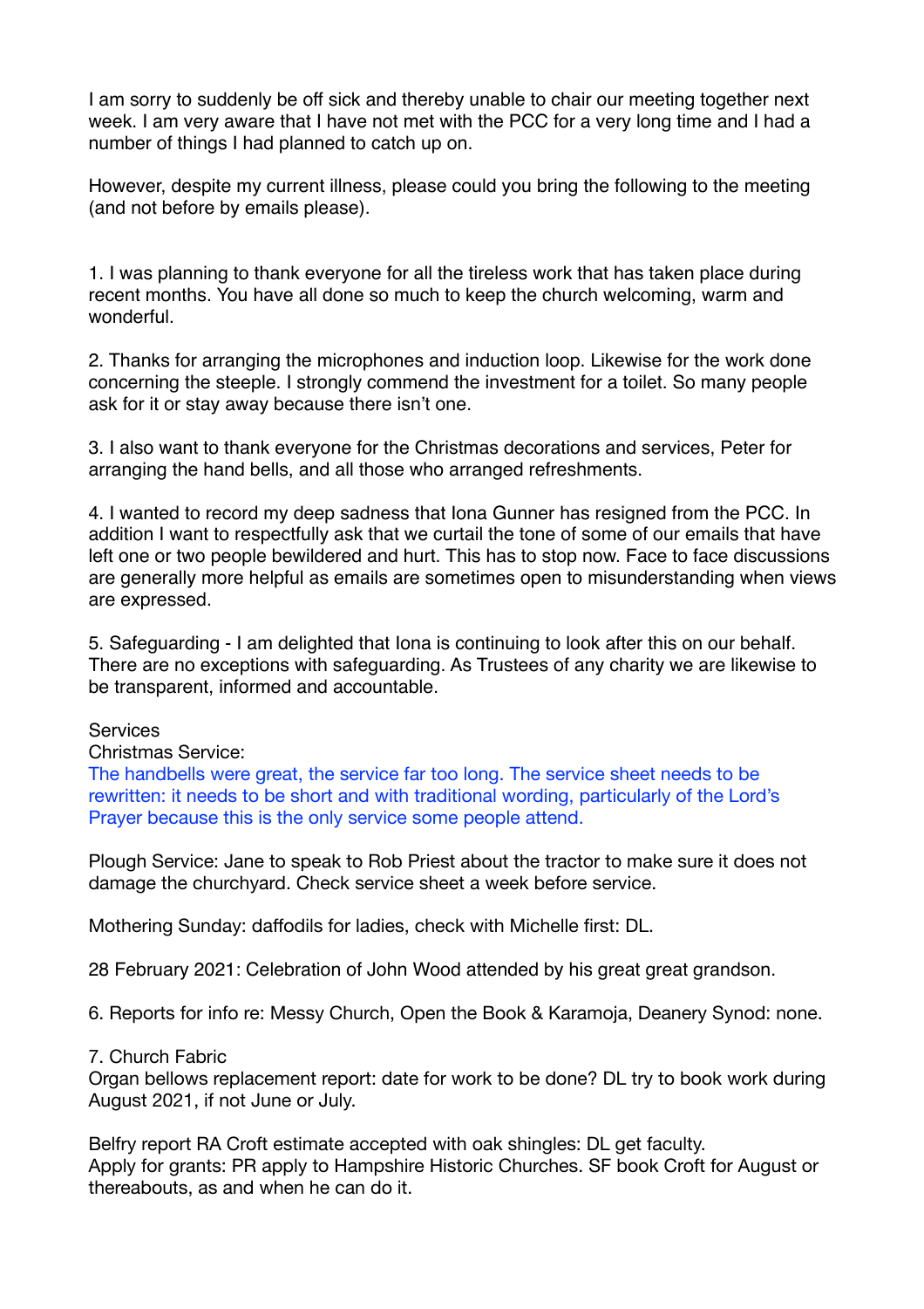I am sorry to suddenly be off sick and thereby unable to chair our meeting together next week. I am very aware that I have not met with the PCC for a very long time and I had a number of things I had planned to catch up on.

However, despite my current illness, please could you bring the following to the meeting (and not before by emails please).

1. I was planning to thank everyone for all the tireless work that has taken place during recent months. You have all done so much to keep the church welcoming, warm and wonderful.

2. Thanks for arranging the microphones and induction loop. Likewise for the work done concerning the steeple. I strongly commend the investment for a toilet. So many people ask for it or stay away because there isn't one.

3. I also want to thank everyone for the Christmas decorations and services, Peter for arranging the hand bells, and all those who arranged refreshments.

4. I wanted to record my deep sadness that Iona Gunner has resigned from the PCC. In addition I want to respectfully ask that we curtail the tone of some of our emails that have left one or two people bewildered and hurt. This has to stop now. Face to face discussions are generally more helpful as emails are sometimes open to misunderstanding when views are expressed.

5. Safeguarding - I am delighted that Iona is continuing to look after this on our behalf. There are no exceptions with safeguarding. As Trustees of any charity we are likewise to be transparent, informed and accountable.

Services

Christmas Service:

The handbells were great, the service far too long. The service sheet needs to be rewritten: it needs to be short and with traditional wording, particularly of the Lord's Prayer because this is the only service some people attend.

Plough Service: Jane to speak to Rob Priest about the tractor to make sure it does not damage the churchyard. Check service sheet a week before service.

Mothering Sunday: daffodils for ladies, check with Michelle first: DL.

28 February 2021: Celebration of John Wood attended by his great great grandson.

6. Reports for info re: Messy Church, Open the Book & Karamoja, Deanery Synod: none.

7. Church Fabric

Organ bellows replacement report: date for work to be done? DL try to book work during August 2021, if not June or July.

Belfry report RA Croft estimate accepted with oak shingles: DL get faculty.
Apply for grants: PR apply to Hampshire Historic Churches. SF book Croft for August or thereabouts, as and when he can do it.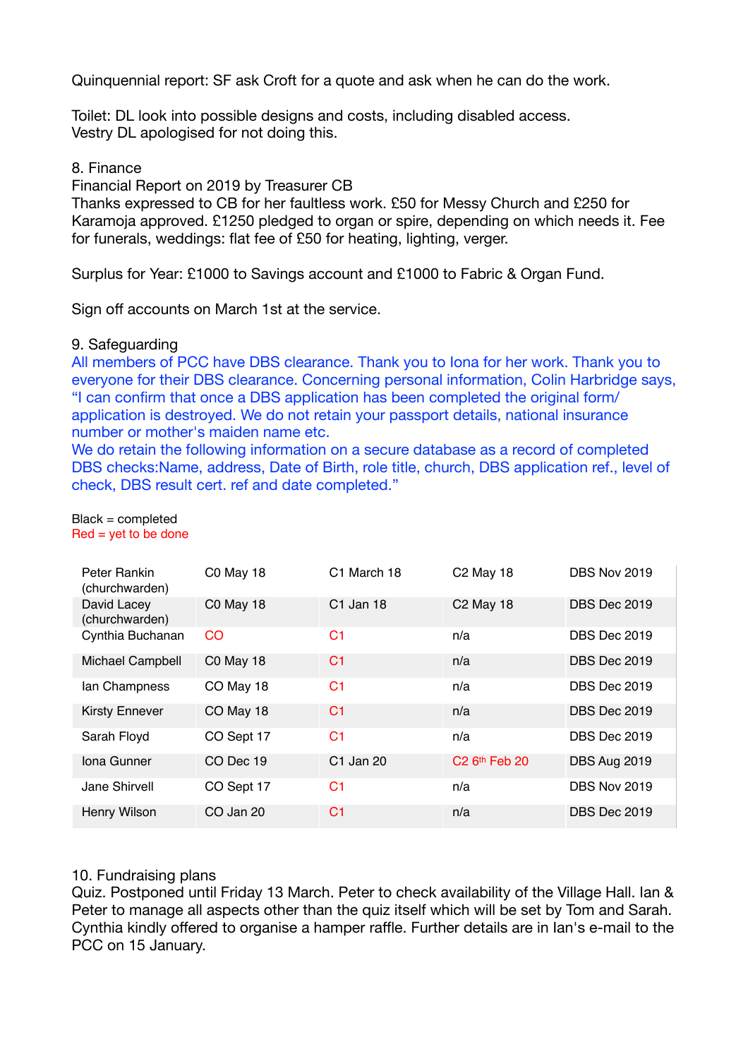Quinquennial report: SF ask Croft for a quote and ask when he can do the work.

Toilet: DL look into possible designs and costs, including disabled access.
Vestry DL apologised for not doing this.

8. Finance
Financial Report on 2019 by Treasurer CB
Thanks expressed to CB for her faultless work. £50 for Messy Church and £250 for Karamoja approved. £1250 pledged to organ or spire, depending on which needs it. Fee for funerals, weddings: flat fee of £50 for heating, lighting, verger.

Surplus for Year: £1000 to Savings account and £1000 to Fabric & Organ Fund.

Sign off accounts on March 1st at the service.

9. Safeguarding
All members of PCC have DBS clearance. Thank you to Iona for her work. Thank you to everyone for their DBS clearance. Concerning personal information, Colin Harbridge says, "I can confirm that once a DBS application has been completed the original form/ application is destroyed. We do not retain your passport details, national insurance number or mother's maiden name etc.
We do retain the following information on a secure database as a record of completed DBS checks:Name, address, Date of Birth, role title, church, DBS application ref., level of check, DBS result cert. ref and date completed."

Black = completed
Red = yet to be done

| | | | | |
|---|---|---|---|---|
| Peter Rankin (churchwarden) | C0 May 18 | C1 March 18 | C2 May 18 | DBS Nov 2019 |
| David Lacey (churchwarden) | C0 May 18 | C1 Jan 18 | C2 May 18 | DBS Dec 2019 |
| Cynthia Buchanan | CO | C1 | n/a | DBS Dec 2019 |
| Michael Campbell | C0 May 18 | C1 | n/a | DBS Dec 2019 |
| Ian Champness | CO May 18 | C1 | n/a | DBS Dec 2019 |
| Kirsty Ennever | CO May 18 | C1 | n/a | DBS Dec 2019 |
| Sarah Floyd | CO Sept 17 | C1 | n/a | DBS Dec 2019 |
| Iona Gunner | CO Dec 19 | C1 Jan 20 | C2 6th Feb 20 | DBS Aug 2019 |
| Jane Shirvell | CO Sept 17 | C1 | n/a | DBS Nov 2019 |
| Henry Wilson | CO Jan 20 | C1 | n/a | DBS Dec 2019 |

10. Fundraising plans
Quiz. Postponed until Friday 13 March. Peter to check availability of the Village Hall. Ian & Peter to manage all aspects other than the quiz itself which will be set by Tom and Sarah. Cynthia kindly offered to organise a hamper raffle. Further details are in Ian's e-mail to the PCC on 15 January.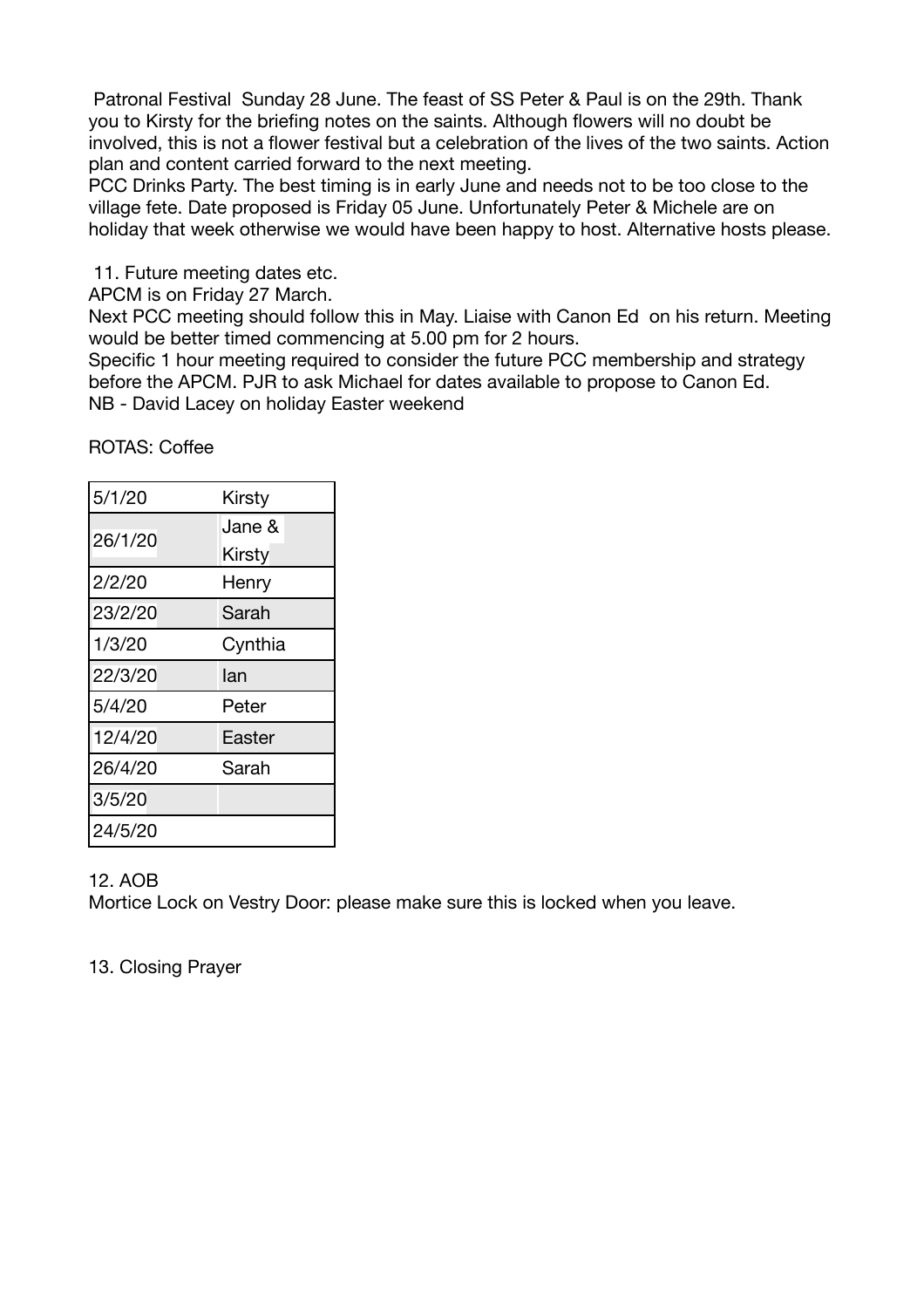Patronal Festival Sunday 28 June. The feast of SS Peter & Paul is on the 29th. Thank you to Kirsty for the briefing notes on the saints. Although flowers will no doubt be involved, this is not a flower festival but a celebration of the lives of the two saints. Action plan and content carried forward to the next meeting.

PCC Drinks Party. The best timing is in early June and needs not to be too close to the village fete. Date proposed is Friday 05 June. Unfortunately Peter & Michele are on holiday that week otherwise we would have been happy to host. Alternative hosts please.

11. Future meeting dates etc.

APCM is on Friday 27 March.

Next PCC meeting should follow this in May. Liaise with Canon Ed on his return. Meeting would be better timed commencing at 5.00 pm for 2 hours.

Specific 1 hour meeting required to consider the future PCC membership and strategy before the APCM. PJR to ask Michael for dates available to propose to Canon Ed.

NB - David Lacey on holiday Easter weekend

ROTAS: Coffee

| | |
|---|---|
| 5/1/20 | Kirsty |
| 26/1/20 | Jane & Kirsty |
| 2/2/20 | Henry |
| 23/2/20 | Sarah |
| 1/3/20 | Cynthia |
| 22/3/20 | Ian |
| 5/4/20 | Peter |
| 12/4/20 | Easter |
| 26/4/20 | Sarah |
| 3/5/20 | |
| 24/5/20 | |

12. AOB

Mortice Lock on Vestry Door: please make sure this is locked when you leave.

13. Closing Prayer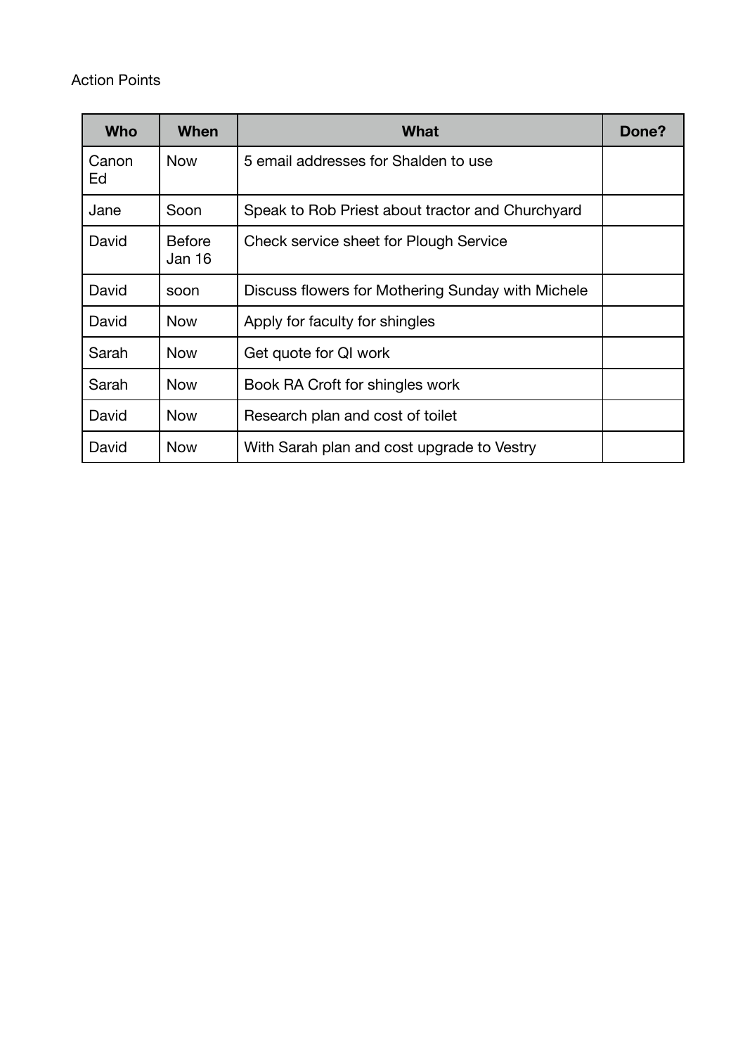Action Points

| Who | When | What | Done? |
| --- | --- | --- | --- |
| Canon Ed | Now | 5 email addresses for Shalden to use | |
| Jane | Soon | Speak to Rob Priest about tractor and Churchyard | |
| David | Before Jan 16 | Check service sheet for Plough Service | |
| David | soon | Discuss flowers for Mothering Sunday with Michele | |
| David | Now | Apply for faculty for shingles | |
| Sarah | Now | Get quote for QI work | |
| Sarah | Now | Book RA Croft for shingles work | |
| David | Now | Research plan and cost of toilet | |
| David | Now | With Sarah plan and cost upgrade to Vestry | |